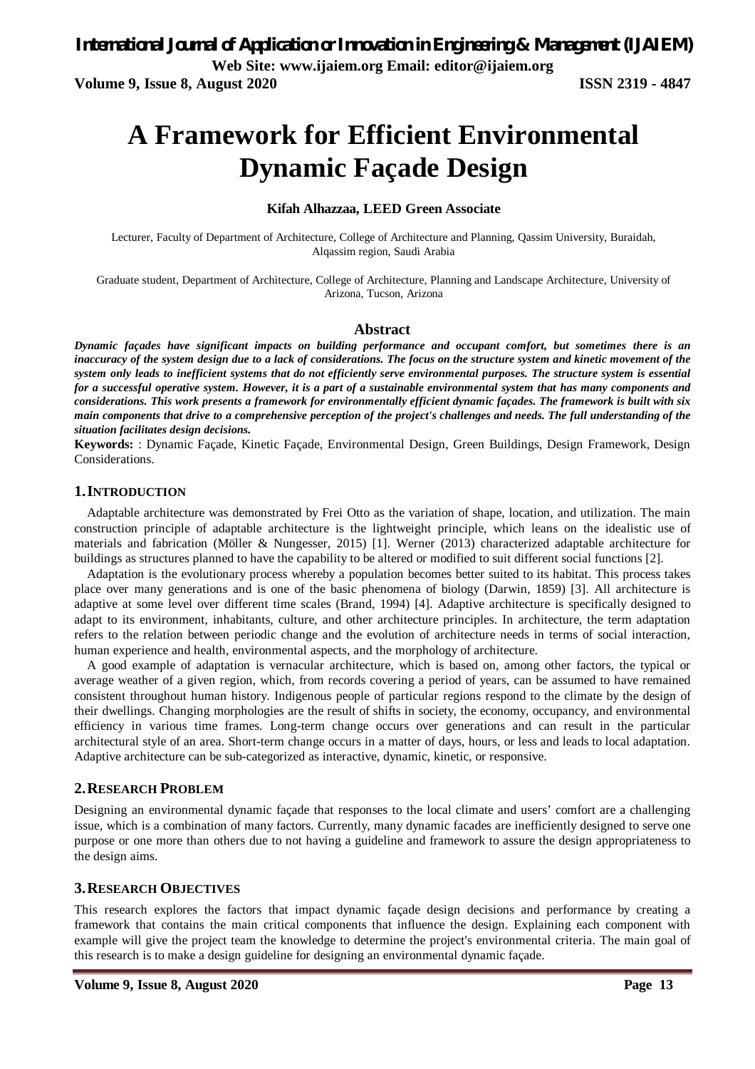# A Framework for Efficient Environmental Dynamic Façade Design

**Kifah Alhazzaa, LEED Green Associate**

Lecturer, Faculty of Department of Architecture, College of Architecture and Planning, Qassim University, Buraidah, Alqassim region, Saudi Arabia

Graduate student, Department of Architecture, College of Architecture, Planning and Landscape Architecture, University of Arizona, Tucson, Arizona

## Abstract

***Dynamic façades have significant impacts on building performance and occupant comfort, but sometimes there is an inaccuracy of the system design due to a lack of considerations. The focus on the structure system and kinetic movement of the system only leads to inefficient systems that do not efficiently serve environmental purposes. The structure system is essential for a successful operative system. However, it is a part of a sustainable environmental system that has many components and considerations. This work presents a framework for environmentally efficient dynamic façades. The framework is built with six main components that drive to a comprehensive perception of the project's challenges and needs. The full understanding of the situation facilitates design decisions.***

**Keywords:** : Dynamic Façade, Kinetic Façade, Environmental Design, Green Buildings, Design Framework, Design Considerations.

## 1. INTRODUCTION

Adaptable architecture was demonstrated by Frei Otto as the variation of shape, location, and utilization. The main construction principle of adaptable architecture is the lightweight principle, which leans on the idealistic use of materials and fabrication (Möller & Nungesser, 2015) [1]. Werner (2013) characterized adaptable architecture for buildings as structures planned to have the capability to be altered or modified to suit different social functions [2].

Adaptation is the evolutionary process whereby a population becomes better suited to its habitat. This process takes place over many generations and is one of the basic phenomena of biology (Darwin, 1859) [3]. All architecture is adaptive at some level over different time scales (Brand, 1994) [4]. Adaptive architecture is specifically designed to adapt to its environment, inhabitants, culture, and other architecture principles. In architecture, the term adaptation refers to the relation between periodic change and the evolution of architecture needs in terms of social interaction, human experience and health, environmental aspects, and the morphology of architecture.

A good example of adaptation is vernacular architecture, which is based on, among other factors, the typical or average weather of a given region, which, from records covering a period of years, can be assumed to have remained consistent throughout human history. Indigenous people of particular regions respond to the climate by the design of their dwellings. Changing morphologies are the result of shifts in society, the economy, occupancy, and environmental efficiency in various time frames. Long-term change occurs over generations and can result in the particular architectural style of an area. Short-term change occurs in a matter of days, hours, or less and leads to local adaptation. Adaptive architecture can be sub-categorized as interactive, dynamic, kinetic, or responsive.

## 2. RESEARCH PROBLEM

Designing an environmental dynamic façade that responses to the local climate and users' comfort are a challenging issue, which is a combination of many factors. Currently, many dynamic facades are inefficiently designed to serve one purpose or one more than others due to not having a guideline and framework to assure the design appropriateness to the design aims.

## 3. RESEARCH OBJECTIVES

This research explores the factors that impact dynamic façade design decisions and performance by creating a framework that contains the main critical components that influence the design. Explaining each component with example will give the project team the knowledge to determine the project's environmental criteria. The main goal of this research is to make a design guideline for designing an environmental dynamic façade.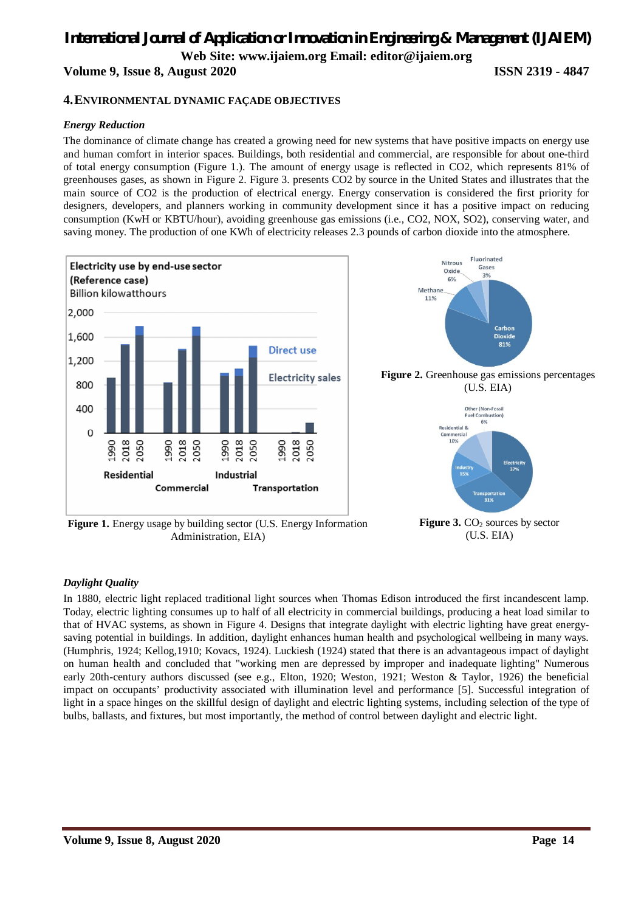## 4. ENVIRONMENTAL DYNAMIC FAÇADE OBJECTIVES

### *Energy Reduction*

The dominance of climate change has created a growing need for new systems that have positive impacts on energy use and human comfort in interior spaces. Buildings, both residential and commercial, are responsible for about one-third of total energy consumption (Figure 1.). The amount of energy usage is reflected in CO2, which represents 81% of greenhouses gases, as shown in Figure 2. Figure 3. presents CO2 by source in the United States and illustrates that the main source of CO2 is the production of electrical energy. Energy conservation is considered the first priority for designers, developers, and planners working in community development since it has a positive impact on reducing consumption (KwH or KBTU/hour), avoiding greenhouse gas emissions (i.e., CO2, NOX, SO2), conserving water, and saving money. The production of one KWh of electricity releases 2.3 pounds of carbon dioxide into the atmosphere.

**Figure 1.** Energy usage by building sector (U.S. Energy Information Administration, EIA)

**Figure 2.** Greenhouse gas emissions percentages (U.S. EIA)

**Figure 3.** $CO_2$ sources by sector (U.S. EIA)

### *Daylight Quality*

In 1880, electric light replaced traditional light sources when Thomas Edison introduced the first incandescent lamp. Today, electric lighting consumes up to half of all electricity in commercial buildings, producing a heat load similar to that of HVAC systems, as shown in Figure 4. Designs that integrate daylight with electric lighting have great energy-saving potential in buildings. In addition, daylight enhances human health and psychological wellbeing in many ways. (Humphris, 1924; Kellog,1910; Kovacs, 1924). Luckiesh (1924) stated that there is an advantageous impact of daylight on human health and concluded that "working men are depressed by improper and inadequate lighting" Numerous early 20th-century authors discussed (see e.g., Elton, 1920; Weston, 1921; Weston & Taylor, 1926) the beneficial impact on occupants' productivity associated with illumination level and performance [5]. Successful integration of light in a space hinges on the skillful design of daylight and electric lighting systems, including selection of the type of bulbs, ballasts, and fixtures, but most importantly, the method of control between daylight and electric light.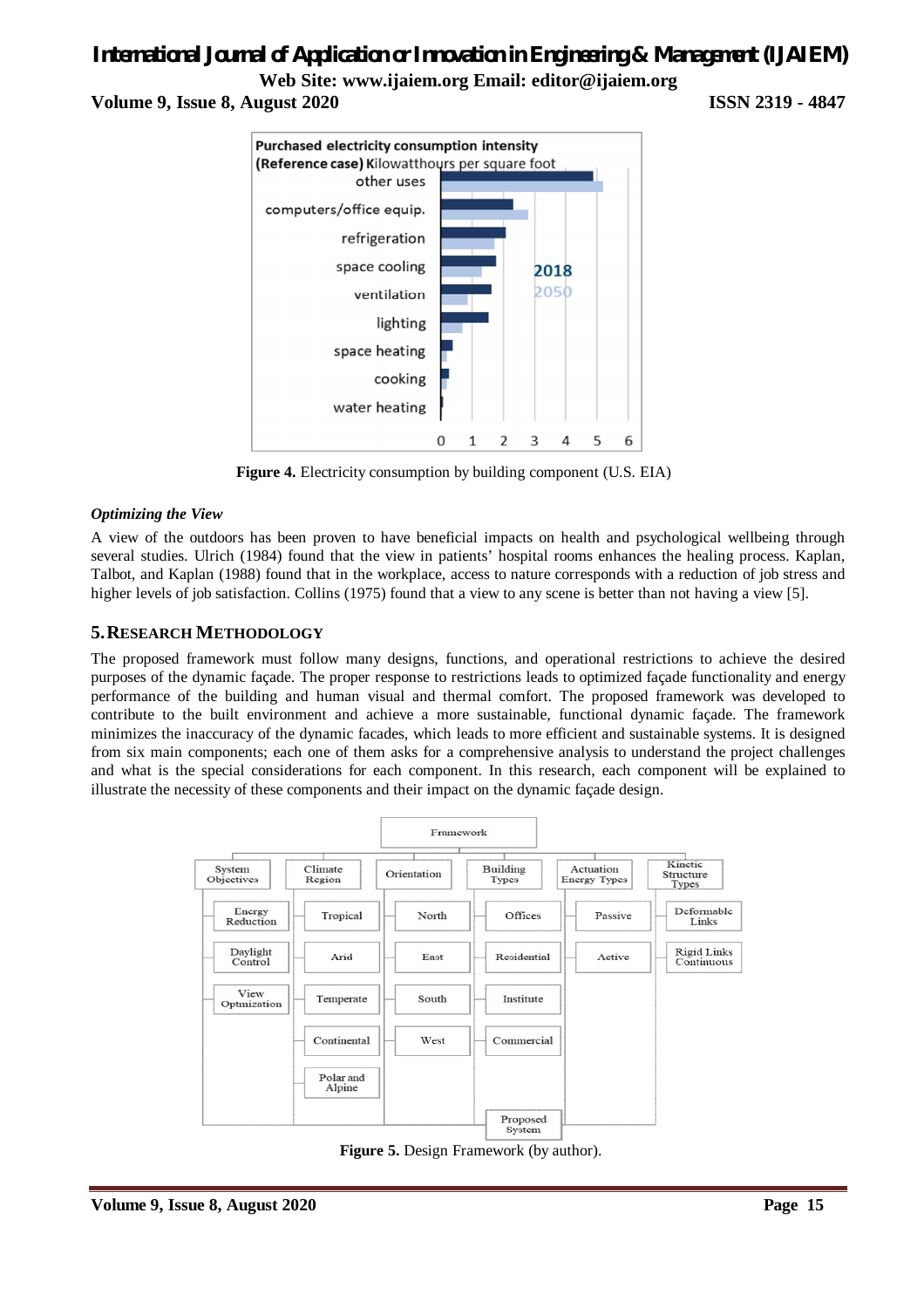Figure 4. Electricity consumption by building component (U.S. EIA)

### *Optimizing the View*

A view of the outdoors has been proven to have beneficial impacts on health and psychological wellbeing through several studies. Ulrich (1984) found that the view in patients' hospital rooms enhances the healing process. Kaplan, Talbot, and Kaplan (1988) found that in the workplace, access to nature corresponds with a reduction of job stress and higher levels of job satisfaction. Collins (1975) found that a view to any scene is better than not having a view [5].

## 5. RESEARCH METHODOLOGY

The proposed framework must follow many designs, functions, and operational restrictions to achieve the desired purposes of the dynamic façade. The proper response to restrictions leads to optimized façade functionality and energy performance of the building and human visual and thermal comfort. The proposed framework was developed to contribute to the built environment and achieve a more sustainable, functional dynamic façade. The framework minimizes the inaccuracy of the dynamic facades, which leads to more efficient and sustainable systems. It is designed from six main components; each one of them asks for a comprehensive analysis to understand the project challenges and what is the special considerations for each component. In this research, each component will be explained to illustrate the necessity of these components and their impact on the dynamic façade design.

Figure 5. Design Framework (by author).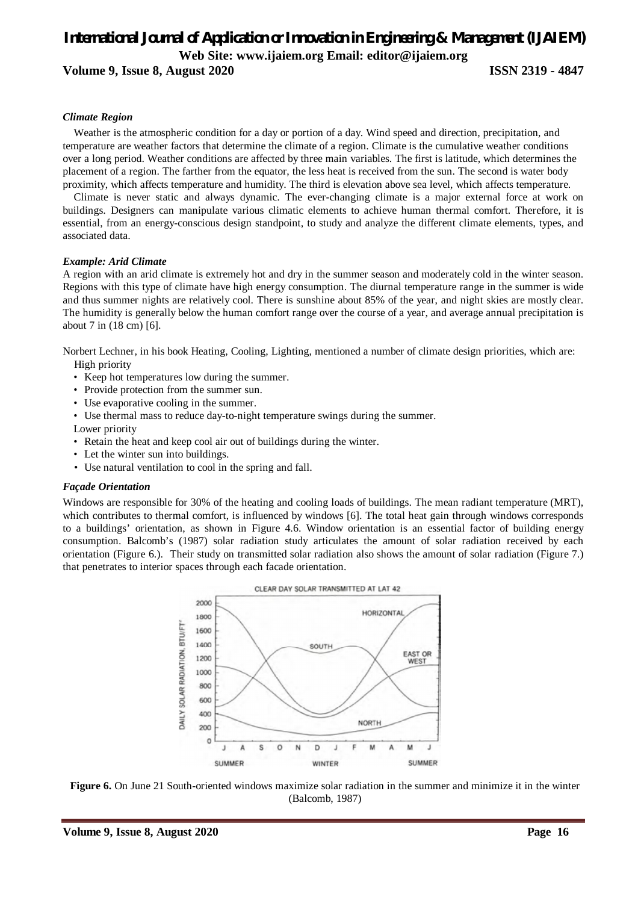### *Climate Region*

Weather is the atmospheric condition for a day or portion of a day. Wind speed and direction, precipitation, and temperature are weather factors that determine the climate of a region. Climate is the cumulative weather conditions over a long period. Weather conditions are affected by three main variables. The first is latitude, which determines the placement of a region. The farther from the equator, the less heat is received from the sun. The second is water body proximity, which affects temperature and humidity. The third is elevation above sea level, which affects temperature.

Climate is never static and always dynamic. The ever-changing climate is a major external force at work on buildings. Designers can manipulate various climatic elements to achieve human thermal comfort. Therefore, it is essential, from an energy-conscious design standpoint, to study and analyze the different climate elements, types, and associated data.

### *Example: Arid Climate*

A region with an arid climate is extremely hot and dry in the summer season and moderately cold in the winter season. Regions with this type of climate have high energy consumption. The diurnal temperature range in the summer is wide and thus summer nights are relatively cool. There is sunshine about 85% of the year, and night skies are mostly clear. The humidity is generally below the human comfort range over the course of a year, and average annual precipitation is about 7 in (18 cm) [6].

Norbert Lechner, in his book Heating, Cooling, Lighting, mentioned a number of climate design priorities, which are:

High priority

- Keep hot temperatures low during the summer.
- Provide protection from the summer sun.
- Use evaporative cooling in the summer.
- Use thermal mass to reduce day-to-night temperature swings during the summer.

Lower priority

- Retain the heat and keep cool air out of buildings during the winter.
- Let the winter sun into buildings.
- Use natural ventilation to cool in the spring and fall.

### *Façade Orientation*

Windows are responsible for 30% of the heating and cooling loads of buildings. The mean radiant temperature (MRT), which contributes to thermal comfort, is influenced by windows [6]. The total heat gain through windows corresponds to a buildings' orientation, as shown in Figure 4.6. Window orientation is an essential factor of building energy consumption. Balcomb's (1987) solar radiation study articulates the amount of solar radiation received by each orientation (Figure 6.). Their study on transmitted solar radiation also shows the amount of solar radiation (Figure 7.) that penetrates to interior spaces through each facade orientation.

**Figure 6.** On June 21 South-oriented windows maximize solar radiation in the summer and minimize it in the winter (Balcomb, 1987)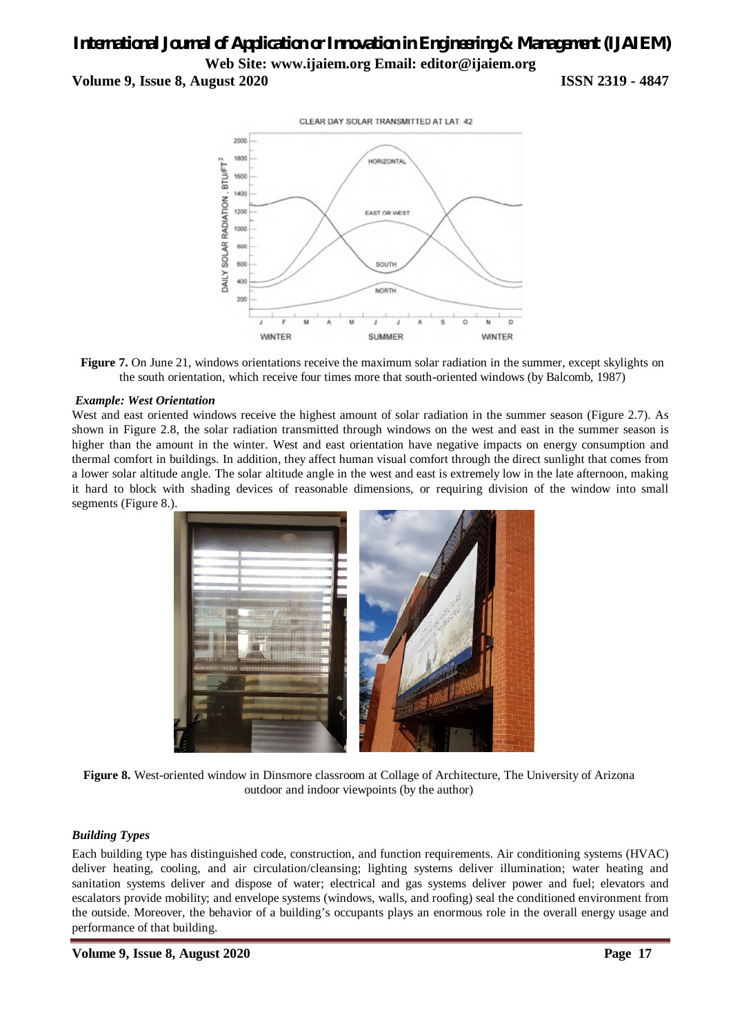**Figure 7.** On June 21, windows orientations receive the maximum solar radiation in the summer, except skylights on the south orientation, which receive four times more that south-oriented windows (by Balcomb, 1987)

***Example: West Orientation***

West and east oriented windows receive the highest amount of solar radiation in the summer season (Figure 2.7). As shown in Figure 2.8, the solar radiation transmitted through windows on the west and east in the summer season is higher than the amount in the winter. West and east orientation have negative impacts on energy consumption and thermal comfort in buildings. In addition, they affect human visual comfort through the direct sunlight that comes from a lower solar altitude angle. The solar altitude angle in the west and east is extremely low in the late afternoon, making it hard to block with shading devices of reasonable dimensions, or requiring division of the window into small segments (Figure 8.).

**Figure 8.** West-oriented window in Dinsmore classroom at Collage of Architecture, The University of Arizona outdoor and indoor viewpoints (by the author)

### *Building Types*

Each building type has distinguished code, construction, and function requirements. Air conditioning systems (HVAC) deliver heating, cooling, and air circulation/cleansing; lighting systems deliver illumination; water heating and sanitation systems deliver and dispose of water; electrical and gas systems deliver power and fuel; elevators and escalators provide mobility; and envelope systems (windows, walls, and roofing) seal the conditioned environment from the outside. Moreover, the behavior of a building's occupants plays an enormous role in the overall energy usage and performance of that building.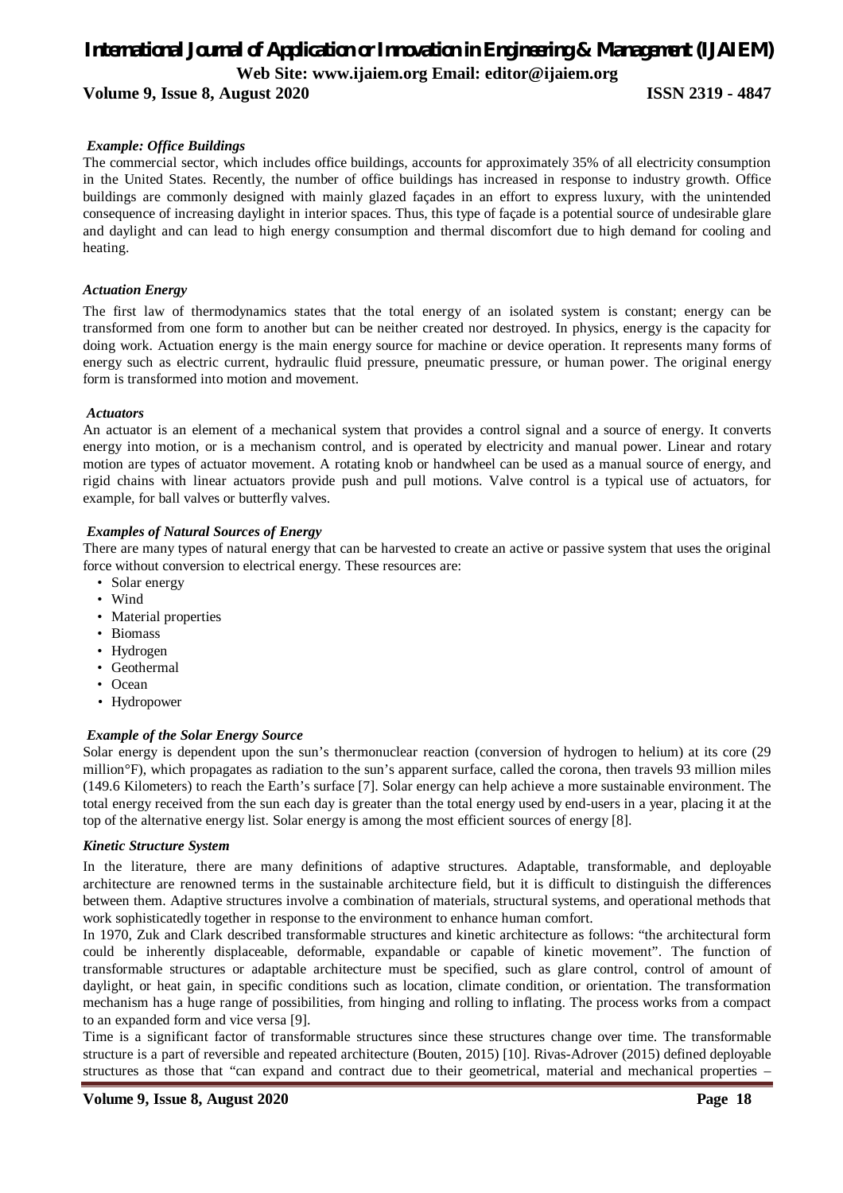### *Example: Office Buildings*

The commercial sector, which includes office buildings, accounts for approximately 35% of all electricity consumption in the United States. Recently, the number of office buildings has increased in response to industry growth. Office buildings are commonly designed with mainly glazed façades in an effort to express luxury, with the unintended consequence of increasing daylight in interior spaces. Thus, this type of façade is a potential source of undesirable glare and daylight and can lead to high energy consumption and thermal discomfort due to high demand for cooling and heating.

### *Actuation Energy*

The first law of thermodynamics states that the total energy of an isolated system is constant; energy can be transformed from one form to another but can be neither created nor destroyed. In physics, energy is the capacity for doing work. Actuation energy is the main energy source for machine or device operation. It represents many forms of energy such as electric current, hydraulic fluid pressure, pneumatic pressure, or human power. The original energy form is transformed into motion and movement.

### *Actuators*

An actuator is an element of a mechanical system that provides a control signal and a source of energy. It converts energy into motion, or is a mechanism control, and is operated by electricity and manual power. Linear and rotary motion are types of actuator movement. A rotating knob or handwheel can be used as a manual source of energy, and rigid chains with linear actuators provide push and pull motions. Valve control is a typical use of actuators, for example, for ball valves or butterfly valves.

### *Examples of Natural Sources of Energy*

There are many types of natural energy that can be harvested to create an active or passive system that uses the original force without conversion to electrical energy. These resources are:

- Solar energy
- Wind
- Material properties
- Biomass
- Hydrogen
- Geothermal
- Ocean
- Hydropower

### *Example of the Solar Energy Source*

Solar energy is dependent upon the sun's thermonuclear reaction (conversion of hydrogen to helium) at its core (29 million°F), which propagates as radiation to the sun's apparent surface, called the corona, then travels 93 million miles (149.6 Kilometers) to reach the Earth's surface [7]. Solar energy can help achieve a more sustainable environment. The total energy received from the sun each day is greater than the total energy used by end-users in a year, placing it at the top of the alternative energy list. Solar energy is among the most efficient sources of energy [8].

### *Kinetic Structure System*

In the literature, there are many definitions of adaptive structures. Adaptable, transformable, and deployable architecture are renowned terms in the sustainable architecture field, but it is difficult to distinguish the differences between them. Adaptive structures involve a combination of materials, structural systems, and operational methods that work sophisticatedly together in response to the environment to enhance human comfort.

In 1970, Zuk and Clark described transformable structures and kinetic architecture as follows: "the architectural form could be inherently displaceable, deformable, expandable or capable of kinetic movement". The function of transformable structures or adaptable architecture must be specified, such as glare control, control of amount of daylight, or heat gain, in specific conditions such as location, climate condition, or orientation. The transformation mechanism has a huge range of possibilities, from hinging and rolling to inflating. The process works from a compact to an expanded form and vice versa [9].

Time is a significant factor of transformable structures since these structures change over time. The transformable structure is a part of reversible and repeated architecture (Bouten, 2015) [10]. Rivas-Adrover (2015) defined deployable structures as those that "can expand and contract due to their geometrical, material and mechanical properties –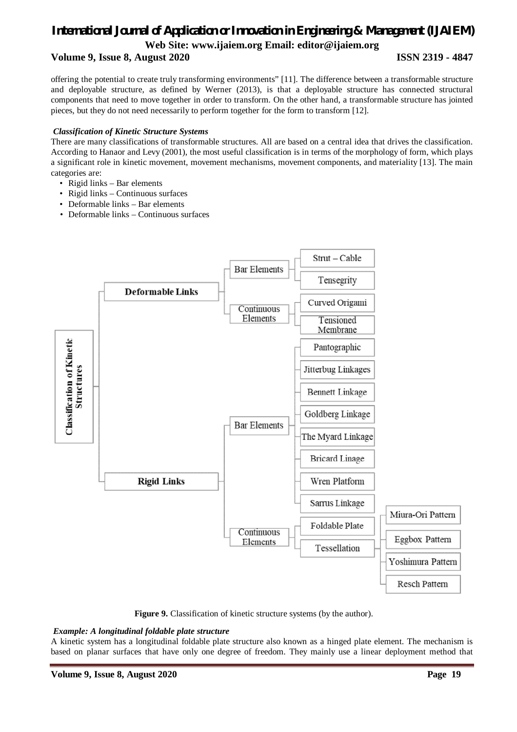offering the potential to create truly transforming environments" [11]. The difference between a transformable structure and deployable structure, as defined by Werner (2013), is that a deployable structure has connected structural components that need to move together in order to transform. On the other hand, a transformable structure has jointed pieces, but they do not need necessarily to perform together for the form to transform [12].

***Classification of Kinetic Structure Systems***

There are many classifications of transformable structures. All are based on a central idea that drives the classification. According to Hanaor and Levy (2001), the most useful classification is in terms of the morphology of form, which plays a significant role in kinetic movement, movement mechanisms, movement components, and materiality [13]. The main categories are:

- Rigid links – Bar elements
- Rigid links – Continuous surfaces
- Deformable links – Bar elements
- Deformable links – Continuous surfaces

- Classification of Kinetic Structures
  - **Deformable Links**
    - Bar Elements
      - Strut – Cable
      - Tensegrity
    - Continuous Elements
      - Curved Origami
      - Tensioned Membrane
  - **Rigid Links**
    - Bar Elements
      - Pantographic
      - Jitterbug Linkages
      - Bennett Linkage
      - Goldberg Linkage
      - The Myard Linkage
      - Bricard Linage
      - Wren Platform
      - Sarrus Linkage
    - Continuous Elements
      - Foldable Plate
      - Tessellation
        - Miura-Ori Pattern
        - Eggbox Pattern
        - Yoshimura Pattern
        - Resch Pattern

**Figure 9.** Classification of kinetic structure systems (by the author).

***Example: A longitudinal foldable plate structure***

A kinetic system has a longitudinal foldable plate structure also known as a hinged plate element. The mechanism is based on planar surfaces that have only one degree of freedom. They mainly use a linear deployment method that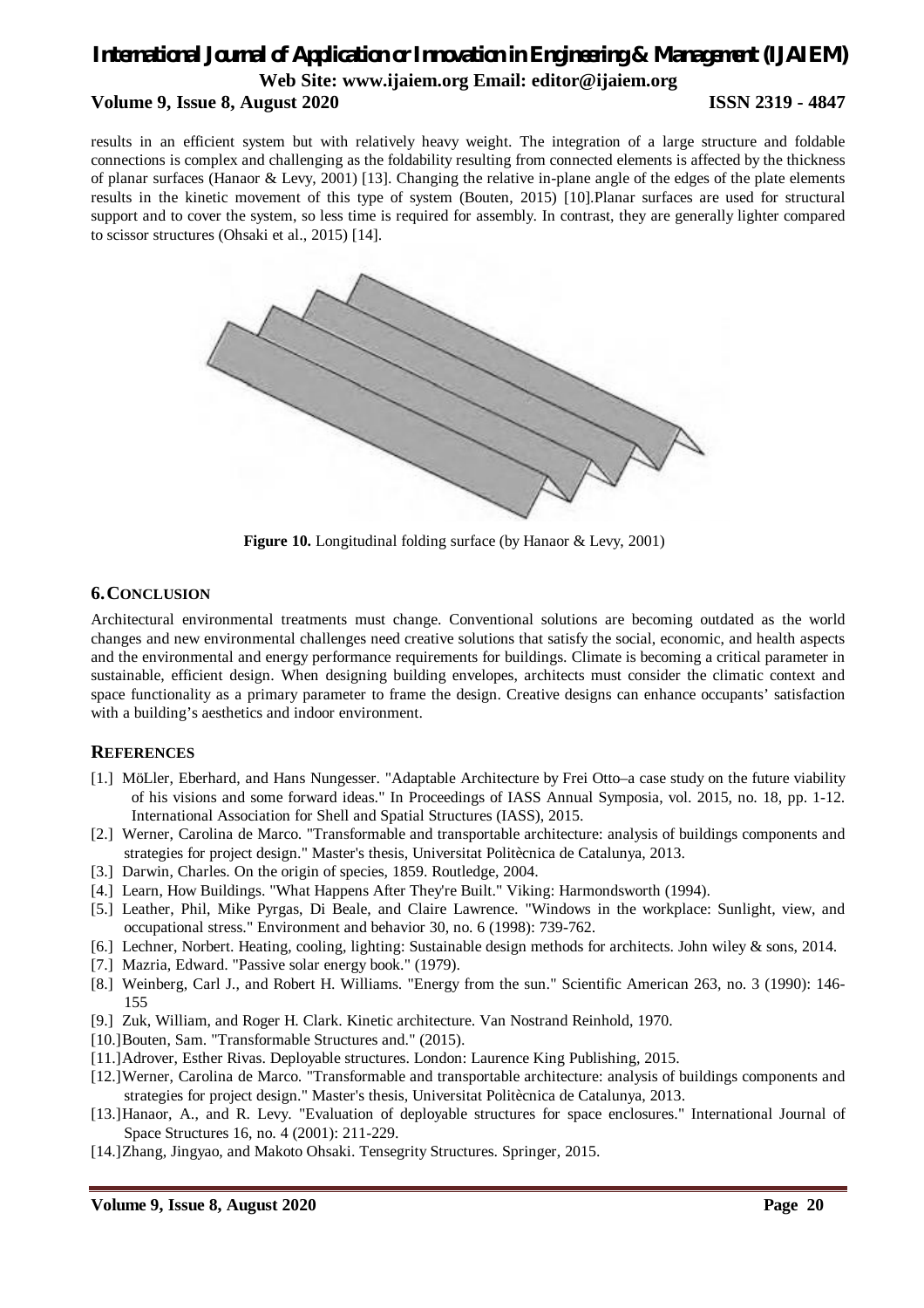results in an efficient system but with relatively heavy weight. The integration of a large structure and foldable connections is complex and challenging as the foldability resulting from connected elements is affected by the thickness of planar surfaces (Hanaor & Levy, 2001) [13]. Changing the relative in-plane angle of the edges of the plate elements results in the kinetic movement of this type of system (Bouten, 2015) [10].Planar surfaces are used for structural support and to cover the system, so less time is required for assembly. In contrast, they are generally lighter compared to scissor structures (Ohsaki et al., 2015) [14].

**Figure 10.** Longitudinal folding surface (by Hanaor & Levy, 2001)

## 6. CONCLUSION

Architectural environmental treatments must change. Conventional solutions are becoming outdated as the world changes and new environmental challenges need creative solutions that satisfy the social, economic, and health aspects and the environmental and energy performance requirements for buildings. Climate is becoming a critical parameter in sustainable, efficient design. When designing building envelopes, architects must consider the climatic context and space functionality as a primary parameter to frame the design. Creative designs can enhance occupants' satisfaction with a building's aesthetics and indoor environment.

## REFERENCES

[1.] MöLler, Eberhard, and Hans Nungesser. "Adaptable Architecture by Frei Otto–a case study on the future viability of his visions and some forward ideas." In Proceedings of IASS Annual Symposia, vol. 2015, no. 18, pp. 1-12. International Association for Shell and Spatial Structures (IASS), 2015.

[2.] Werner, Carolina de Marco. "Transformable and transportable architecture: analysis of buildings components and strategies for project design." Master's thesis, Universitat Politècnica de Catalunya, 2013.

[3.] Darwin, Charles. On the origin of species, 1859. Routledge, 2004.

[4.] Learn, How Buildings. "What Happens After They're Built." Viking: Harmondsworth (1994).

[5.] Leather, Phil, Mike Pyrgas, Di Beale, and Claire Lawrence. "Windows in the workplace: Sunlight, view, and occupational stress." Environment and behavior 30, no. 6 (1998): 739-762.

[6.] Lechner, Norbert. Heating, cooling, lighting: Sustainable design methods for architects. John wiley & sons, 2014.

[7.] Mazria, Edward. "Passive solar energy book." (1979).

[8.] Weinberg, Carl J., and Robert H. Williams. "Energy from the sun." Scientific American 263, no. 3 (1990): 146-155

[9.] Zuk, William, and Roger H. Clark. Kinetic architecture. Van Nostrand Reinhold, 1970.

[10.] Bouten, Sam. "Transformable Structures and." (2015).

[11.] Adrover, Esther Rivas. Deployable structures. London: Laurence King Publishing, 2015.

[12.] Werner, Carolina de Marco. "Transformable and transportable architecture: analysis of buildings components and strategies for project design." Master's thesis, Universitat Politècnica de Catalunya, 2013.

[13.] Hanaor, A., and R. Levy. "Evaluation of deployable structures for space enclosures." International Journal of Space Structures 16, no. 4 (2001): 211-229.

[14.] Zhang, Jingyao, and Makoto Ohsaki. Tensegrity Structures. Springer, 2015.